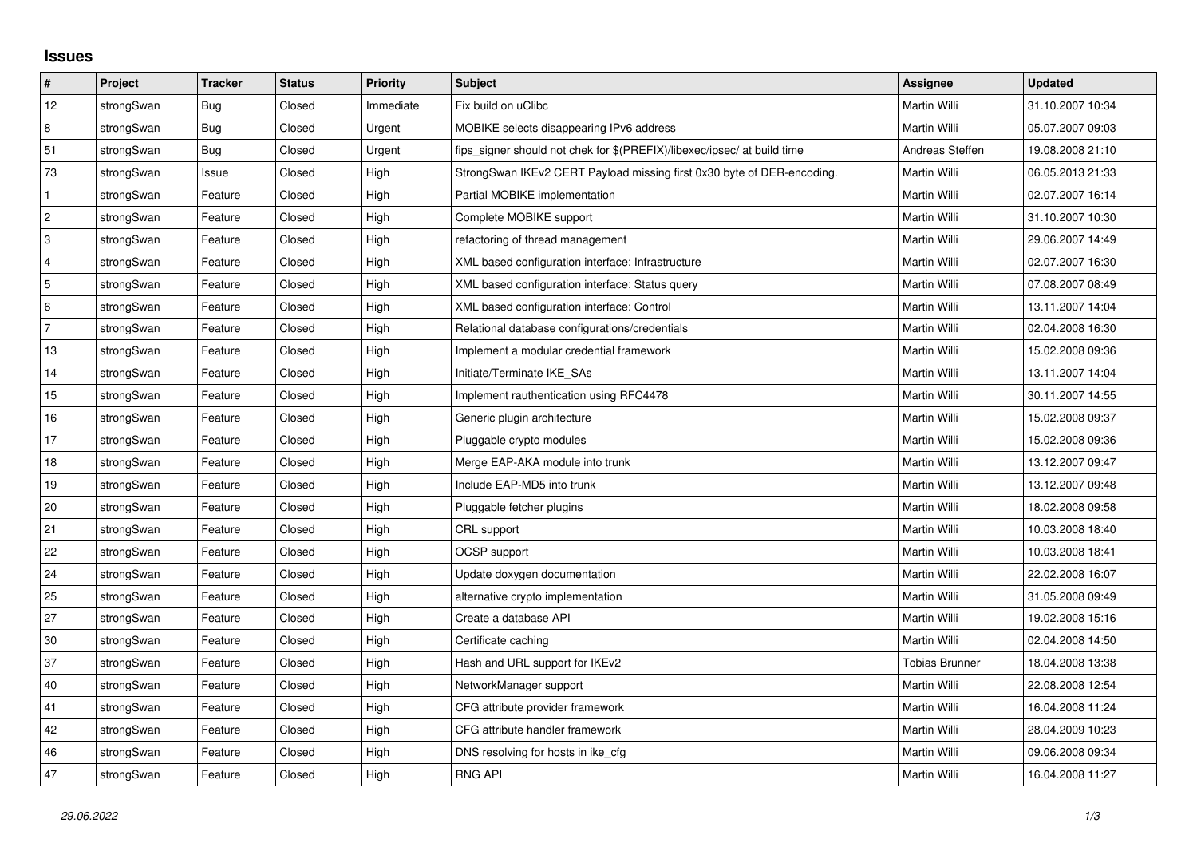# Issues

| # | Project | Tracker | Status | Priority | Subject | Assignee | Updated |
|---|---|---|---|---|---|---|---|
| 12 | strongSwan | Bug | Closed | Immediate | Fix build on uClibc | Martin Willi | 31.10.2007 10:34 |
| 8 | strongSwan | Bug | Closed | Urgent | MOBIKE selects disappearing IPv6 address | Martin Willi | 05.07.2007 09:03 |
| 51 | strongSwan | Bug | Closed | Urgent | fips_signer should not chek for $(PREFIX)/libexec/ipsec/ at build time | Andreas Steffen | 19.08.2008 21:10 |
| 73 | strongSwan | Issue | Closed | High | StrongSwan IKEv2 CERT Payload missing first 0x30 byte of DER-encoding. | Martin Willi | 06.05.2013 21:33 |
| 1 | strongSwan | Feature | Closed | High | Partial MOBIKE implementation | Martin Willi | 02.07.2007 16:14 |
| 2 | strongSwan | Feature | Closed | High | Complete MOBIKE support | Martin Willi | 31.10.2007 10:30 |
| 3 | strongSwan | Feature | Closed | High | refactoring of thread management | Martin Willi | 29.06.2007 14:49 |
| 4 | strongSwan | Feature | Closed | High | XML based configuration interface: Infrastructure | Martin Willi | 02.07.2007 16:30 |
| 5 | strongSwan | Feature | Closed | High | XML based configuration interface: Status query | Martin Willi | 07.08.2007 08:49 |
| 6 | strongSwan | Feature | Closed | High | XML based configuration interface: Control | Martin Willi | 13.11.2007 14:04 |
| 7 | strongSwan | Feature | Closed | High | Relational database configurations/credentials | Martin Willi | 02.04.2008 16:30 |
| 13 | strongSwan | Feature | Closed | High | Implement a modular credential framework | Martin Willi | 15.02.2008 09:36 |
| 14 | strongSwan | Feature | Closed | High | Initiate/Terminate IKE_SAs | Martin Willi | 13.11.2007 14:04 |
| 15 | strongSwan | Feature | Closed | High | Implement rauthentication using RFC4478 | Martin Willi | 30.11.2007 14:55 |
| 16 | strongSwan | Feature | Closed | High | Generic plugin architecture | Martin Willi | 15.02.2008 09:37 |
| 17 | strongSwan | Feature | Closed | High | Pluggable crypto modules | Martin Willi | 15.02.2008 09:36 |
| 18 | strongSwan | Feature | Closed | High | Merge EAP-AKA module into trunk | Martin Willi | 13.12.2007 09:47 |
| 19 | strongSwan | Feature | Closed | High | Include EAP-MD5 into trunk | Martin Willi | 13.12.2007 09:48 |
| 20 | strongSwan | Feature | Closed | High | Pluggable fetcher plugins | Martin Willi | 18.02.2008 09:58 |
| 21 | strongSwan | Feature | Closed | High | CRL support | Martin Willi | 10.03.2008 18:40 |
| 22 | strongSwan | Feature | Closed | High | OCSP support | Martin Willi | 10.03.2008 18:41 |
| 24 | strongSwan | Feature | Closed | High | Update doxygen documentation | Martin Willi | 22.02.2008 16:07 |
| 25 | strongSwan | Feature | Closed | High | alternative crypto implementation | Martin Willi | 31.05.2008 09:49 |
| 27 | strongSwan | Feature | Closed | High | Create a database API | Martin Willi | 19.02.2008 15:16 |
| 30 | strongSwan | Feature | Closed | High | Certificate caching | Martin Willi | 02.04.2008 14:50 |
| 37 | strongSwan | Feature | Closed | High | Hash and URL support for IKEv2 | Tobias Brunner | 18.04.2008 13:38 |
| 40 | strongSwan | Feature | Closed | High | NetworkManager support | Martin Willi | 22.08.2008 12:54 |
| 41 | strongSwan | Feature | Closed | High | CFG attribute provider framework | Martin Willi | 16.04.2008 11:24 |
| 42 | strongSwan | Feature | Closed | High | CFG attribute handler framework | Martin Willi | 28.04.2009 10:23 |
| 46 | strongSwan | Feature | Closed | High | DNS resolving for hosts in ike_cfg | Martin Willi | 09.06.2008 09:34 |
| 47 | strongSwan | Feature | Closed | High | RNG API | Martin Willi | 16.04.2008 11:27 |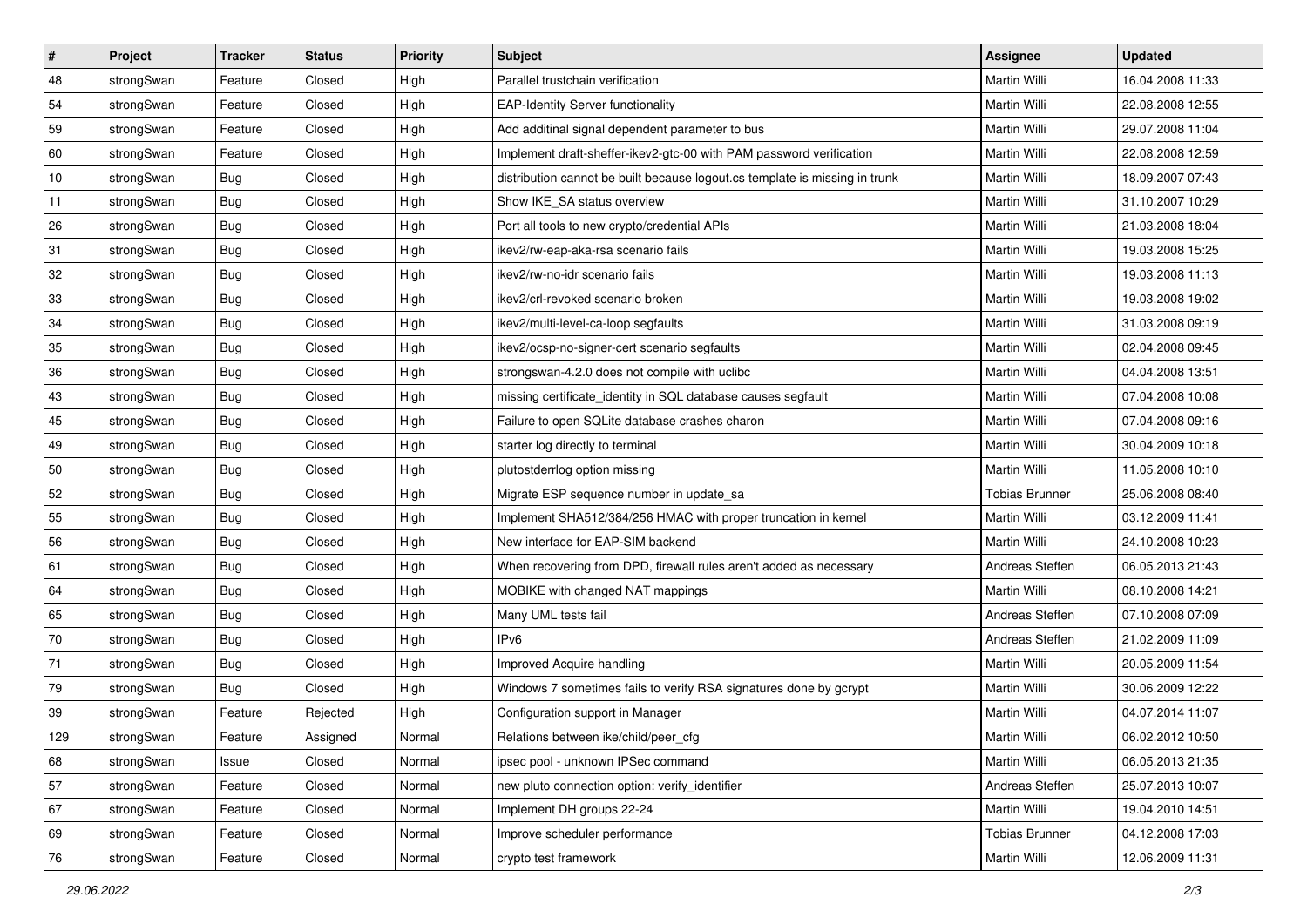| # | Project | Tracker | Status | Priority | Subject | Assignee | Updated |
|---|---|---|---|---|---|---|---|
| 48 | strongSwan | Feature | Closed | High | Parallel trustchain verification | Martin Willi | 16.04.2008 11:33 |
| 54 | strongSwan | Feature | Closed | High | EAP-Identity Server functionality | Martin Willi | 22.08.2008 12:55 |
| 59 | strongSwan | Feature | Closed | High | Add additinal signal dependent parameter to bus | Martin Willi | 29.07.2008 11:04 |
| 60 | strongSwan | Feature | Closed | High | Implement draft-sheffer-ikev2-gtc-00 with PAM password verification | Martin Willi | 22.08.2008 12:59 |
| 10 | strongSwan | Bug | Closed | High | distribution cannot be built because logout.cs template is missing in trunk | Martin Willi | 18.09.2007 07:43 |
| 11 | strongSwan | Bug | Closed | High | Show IKE_SA status overview | Martin Willi | 31.10.2007 10:29 |
| 26 | strongSwan | Bug | Closed | High | Port all tools to new crypto/credential APIs | Martin Willi | 21.03.2008 18:04 |
| 31 | strongSwan | Bug | Closed | High | ikev2/rw-eap-aka-rsa scenario fails | Martin Willi | 19.03.2008 15:25 |
| 32 | strongSwan | Bug | Closed | High | ikev2/rw-no-idr scenario fails | Martin Willi | 19.03.2008 11:13 |
| 33 | strongSwan | Bug | Closed | High | ikev2/crl-revoked scenario broken | Martin Willi | 19.03.2008 19:02 |
| 34 | strongSwan | Bug | Closed | High | ikev2/multi-level-ca-loop segfaults | Martin Willi | 31.03.2008 09:19 |
| 35 | strongSwan | Bug | Closed | High | ikev2/ocsp-no-signer-cert scenario segfaults | Martin Willi | 02.04.2008 09:45 |
| 36 | strongSwan | Bug | Closed | High | strongswan-4.2.0 does not compile with uclibc | Martin Willi | 04.04.2008 13:51 |
| 43 | strongSwan | Bug | Closed | High | missing certificate_identity in SQL database causes segfault | Martin Willi | 07.04.2008 10:08 |
| 45 | strongSwan | Bug | Closed | High | Failure to open SQLite database crashes charon | Martin Willi | 07.04.2008 09:16 |
| 49 | strongSwan | Bug | Closed | High | starter log directly to terminal | Martin Willi | 30.04.2009 10:18 |
| 50 | strongSwan | Bug | Closed | High | plutostderrlog option missing | Martin Willi | 11.05.2008 10:10 |
| 52 | strongSwan | Bug | Closed | High | Migrate ESP sequence number in update_sa | Tobias Brunner | 25.06.2008 08:40 |
| 55 | strongSwan | Bug | Closed | High | Implement SHA512/384/256 HMAC with proper truncation in kernel | Martin Willi | 03.12.2009 11:41 |
| 56 | strongSwan | Bug | Closed | High | New interface for EAP-SIM backend | Martin Willi | 24.10.2008 10:23 |
| 61 | strongSwan | Bug | Closed | High | When recovering from DPD, firewall rules aren't added as necessary | Andreas Steffen | 06.05.2013 21:43 |
| 64 | strongSwan | Bug | Closed | High | MOBIKE with changed NAT mappings | Martin Willi | 08.10.2008 14:21 |
| 65 | strongSwan | Bug | Closed | High | Many UML tests fail | Andreas Steffen | 07.10.2008 07:09 |
| 70 | strongSwan | Bug | Closed | High | IPv6 | Andreas Steffen | 21.02.2009 11:09 |
| 71 | strongSwan | Bug | Closed | High | Improved Acquire handling | Martin Willi | 20.05.2009 11:54 |
| 79 | strongSwan | Bug | Closed | High | Windows 7 sometimes fails to verify RSA signatures done by gcrypt | Martin Willi | 30.06.2009 12:22 |
| 39 | strongSwan | Feature | Rejected | High | Configuration support in Manager | Martin Willi | 04.07.2014 11:07 |
| 129 | strongSwan | Feature | Assigned | Normal | Relations between ike/child/peer_cfg | Martin Willi | 06.02.2012 10:50 |
| 68 | strongSwan | Issue | Closed | Normal | ipsec pool - unknown IPSec command | Martin Willi | 06.05.2013 21:35 |
| 57 | strongSwan | Feature | Closed | Normal | new pluto connection option: verify_identifier | Andreas Steffen | 25.07.2013 10:07 |
| 67 | strongSwan | Feature | Closed | Normal | Implement DH groups 22-24 | Martin Willi | 19.04.2010 14:51 |
| 69 | strongSwan | Feature | Closed | Normal | Improve scheduler performance | Tobias Brunner | 04.12.2008 17:03 |
| 76 | strongSwan | Feature | Closed | Normal | crypto test framework | Martin Willi | 12.06.2009 11:31 |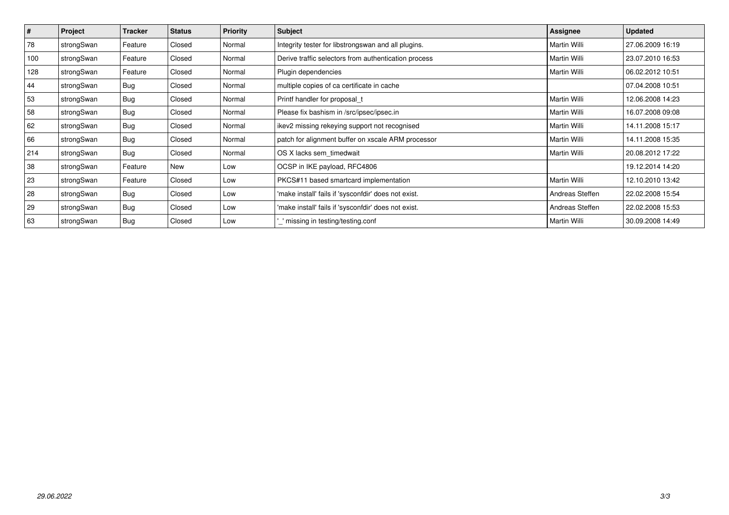| # | Project | Tracker | Status | Priority | Subject | Assignee | Updated |
|---|---|---|---|---|---|---|---|
| 78 | strongSwan | Feature | Closed | Normal | Integrity tester for libstrongswan and all plugins. | Martin Willi | 27.06.2009 16:19 |
| 100 | strongSwan | Feature | Closed | Normal | Derive traffic selectors from authentication process | Martin Willi | 23.07.2010 16:53 |
| 128 | strongSwan | Feature | Closed | Normal | Plugin dependencies | Martin Willi | 06.02.2012 10:51 |
| 44 | strongSwan | Bug | Closed | Normal | multiple copies of ca certificate in cache | | 07.04.2008 10:51 |
| 53 | strongSwan | Bug | Closed | Normal | Printf handler for proposal_t | Martin Willi | 12.06.2008 14:23 |
| 58 | strongSwan | Bug | Closed | Normal | Please fix bashism in /src/ipsec/ipsec.in | Martin Willi | 16.07.2008 09:08 |
| 62 | strongSwan | Bug | Closed | Normal | ikev2 missing rekeying support not recognised | Martin Willi | 14.11.2008 15:17 |
| 66 | strongSwan | Bug | Closed | Normal | patch for alignment buffer on xscale ARM processor | Martin Willi | 14.11.2008 15:35 |
| 214 | strongSwan | Bug | Closed | Normal | OS X lacks sem_timedwait | Martin Willi | 20.08.2012 17:22 |
| 38 | strongSwan | Feature | New | Low | OCSP in IKE payload, RFC4806 | | 19.12.2014 14:20 |
| 23 | strongSwan | Feature | Closed | Low | PKCS#11 based smartcard implementation | Martin Willi | 12.10.2010 13:42 |
| 28 | strongSwan | Bug | Closed | Low | 'make install' fails if 'sysconfdir' does not exist. | Andreas Steffen | 22.02.2008 15:54 |
| 29 | strongSwan | Bug | Closed | Low | 'make install' fails if 'sysconfdir' does not exist. | Andreas Steffen | 22.02.2008 15:53 |
| 63 | strongSwan | Bug | Closed | Low | '_' missing in testing/testing.conf | Martin Willi | 30.09.2008 14:49 |